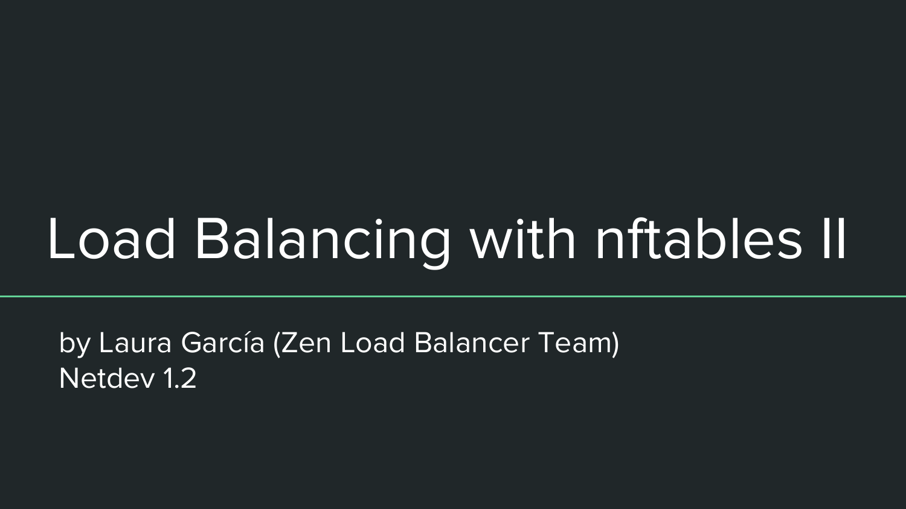# Load Balancing with nftables II

by Laura García (Zen Load Balancer Team)
Netdev 1.2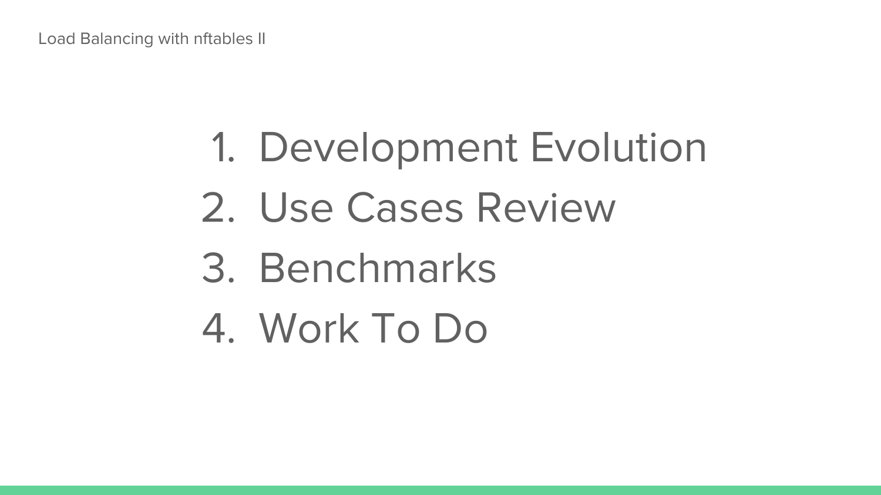1. Development Evolution
2. Use Cases Review
3. Benchmarks
4. Work To Do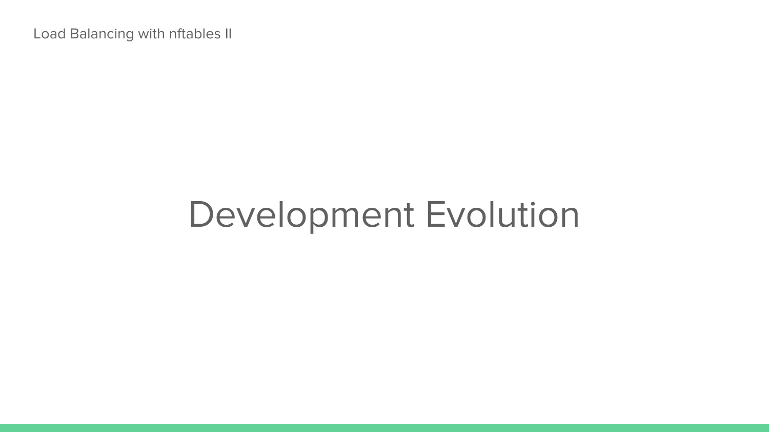# Development Evolution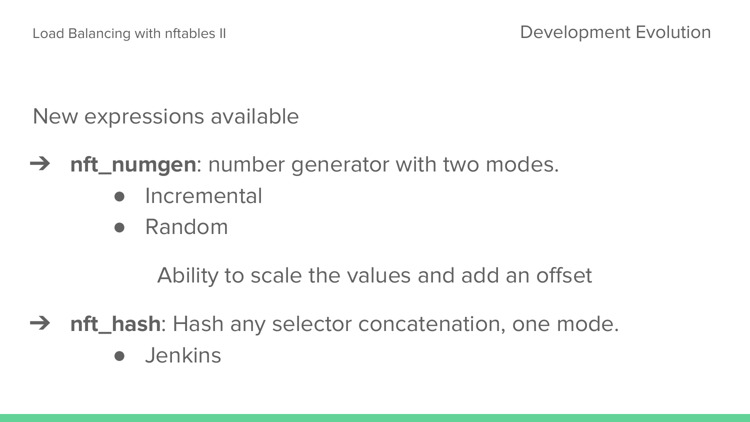## Development Evolution

New expressions available

- **nft_numgen**: number generator with two modes.
  - Incremental
  - Random

  Ability to scale the values and add an offset

- **nft_hash**: Hash any selector concatenation, one mode.
  - Jenkins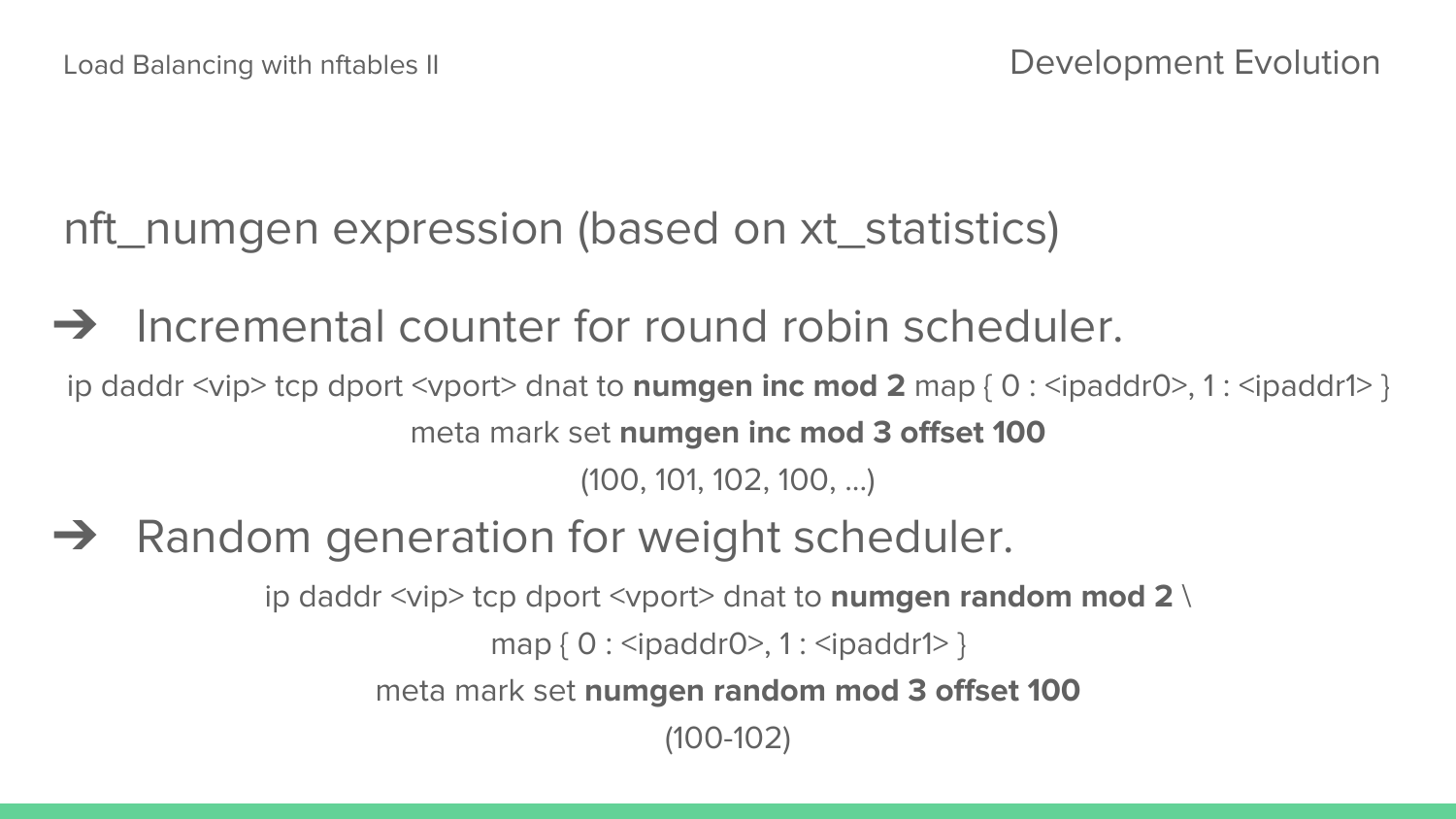# nft_numgen expression (based on xt_statistics)

- Incremental counter for round robin scheduler.

ip daddr <vip> tcp dport <vport> dnat to **numgen inc mod 2** map { 0 : <ipaddr0>, 1 : <ipaddr1> }

meta mark set **numgen inc mod 3 offset 100**

(100, 101, 102, 100, ...)

- Random generation for weight scheduler.

ip daddr <vip> tcp dport <vport> dnat to **numgen random mod 2** \

map { 0 : <ipaddr0>, 1 : <ipaddr1> }

meta mark set **numgen random mod 3 offset 100**

(100-102)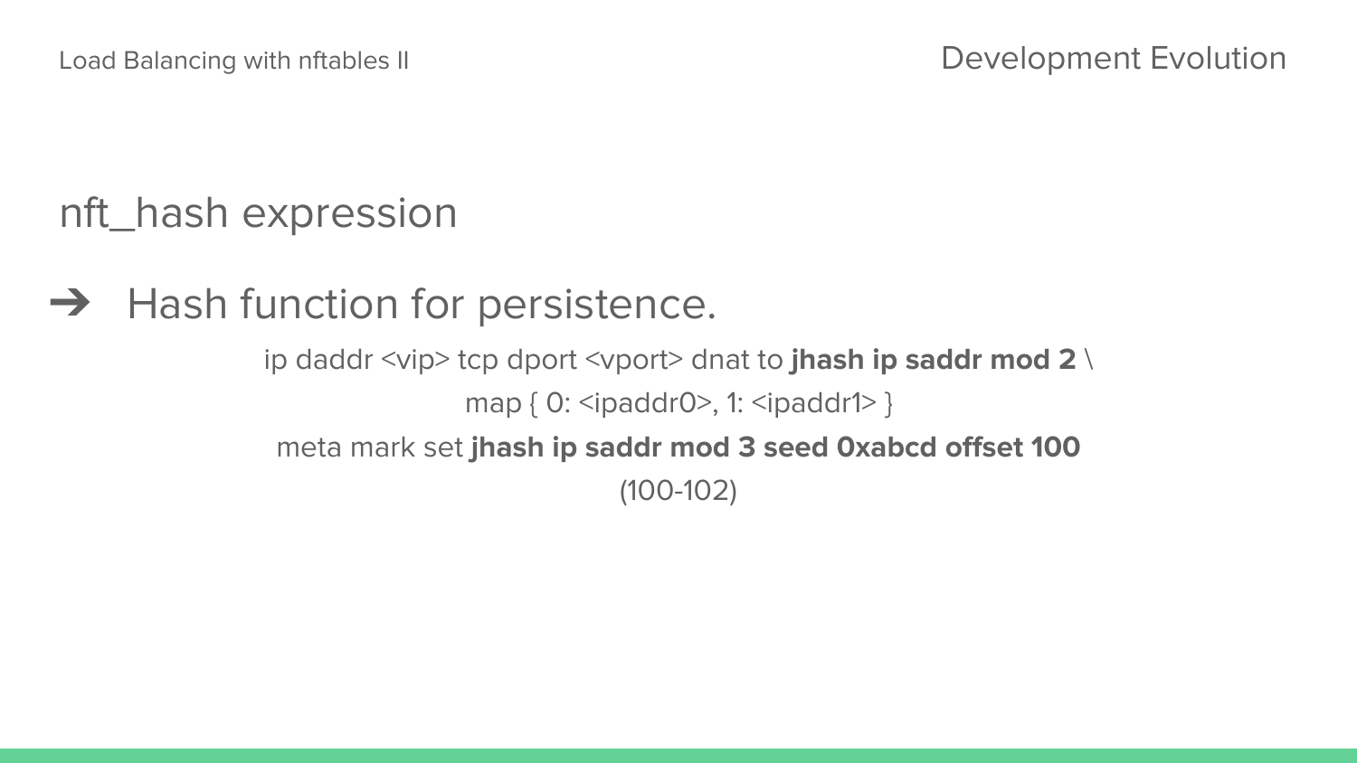# nft_hash expression

- Hash function for persistence.

  ip daddr <vip> tcp dport <vport> dnat to **jhash ip saddr mod 2** \
  map { 0: <ipaddr0>, 1: <ipaddr1> }

  meta mark set **jhash ip saddr mod 3 seed 0xabcd offset 100**
  (100-102)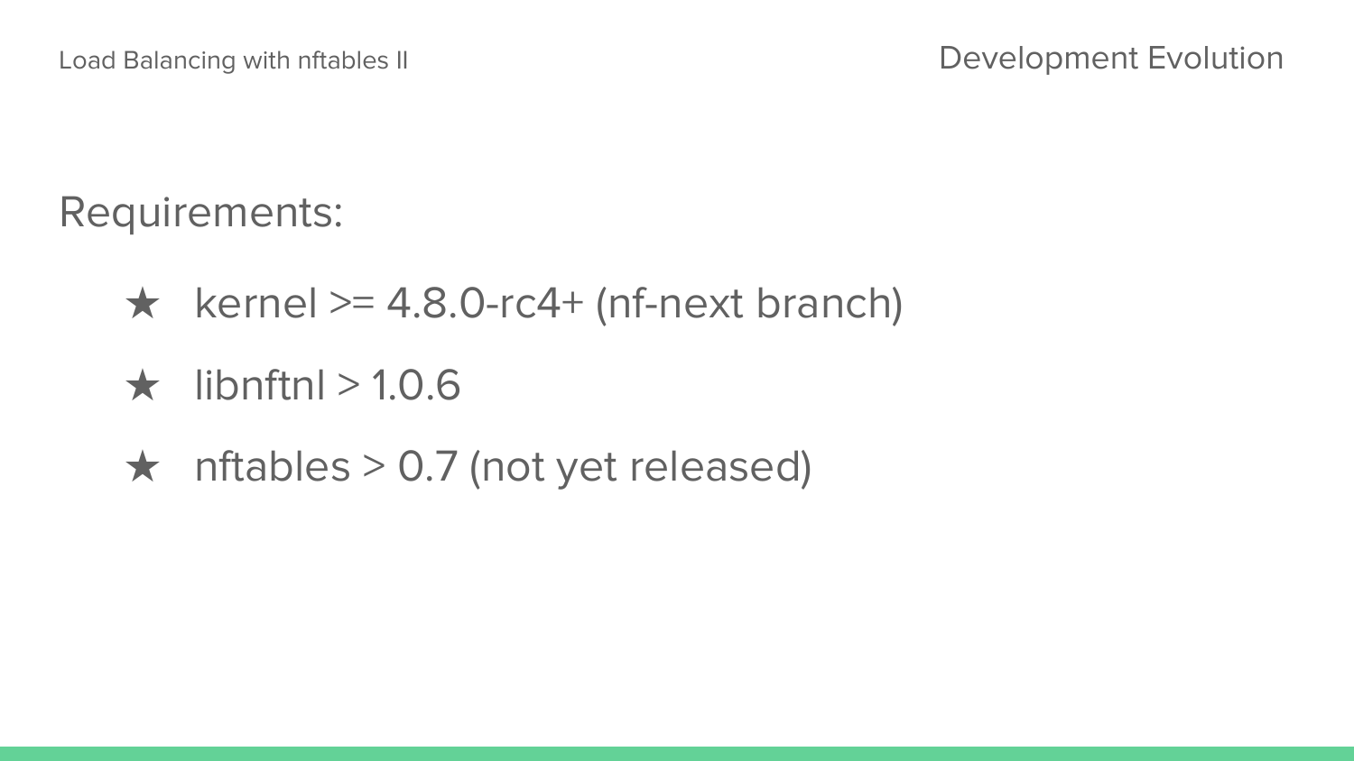## Requirements:

- ★ kernel >= 4.8.0-rc4+ (nf-next branch)
- ★ libnftnl > 1.0.6
- ★ nftables > 0.7 (not yet released)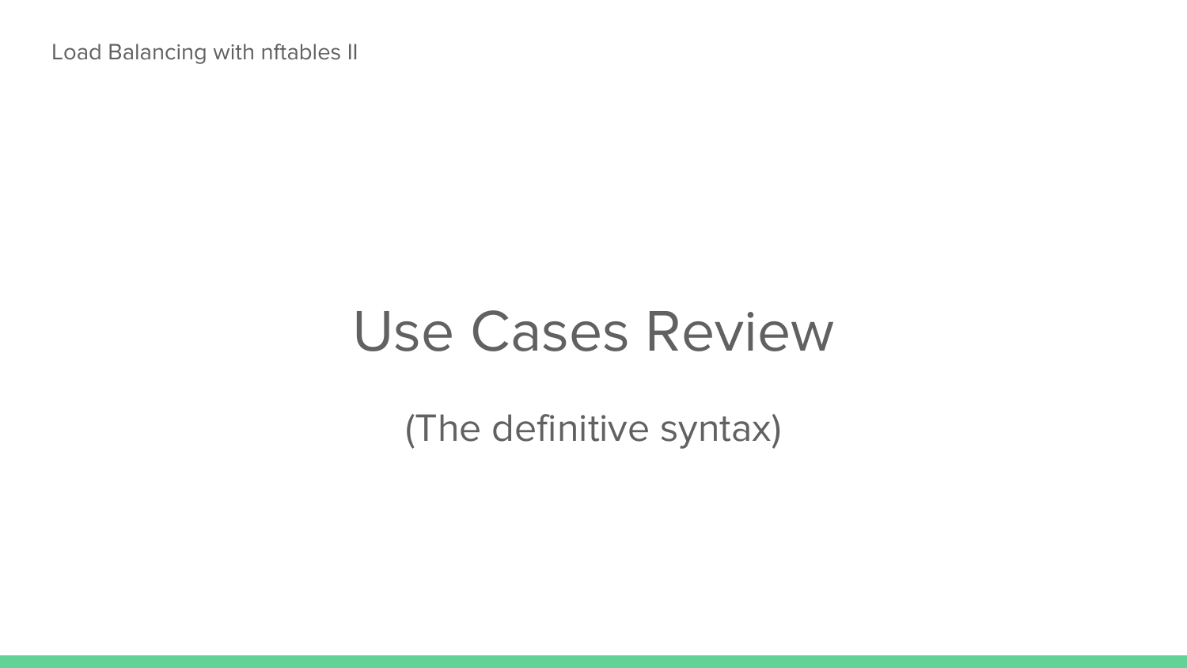# Use Cases Review

(The definitive syntax)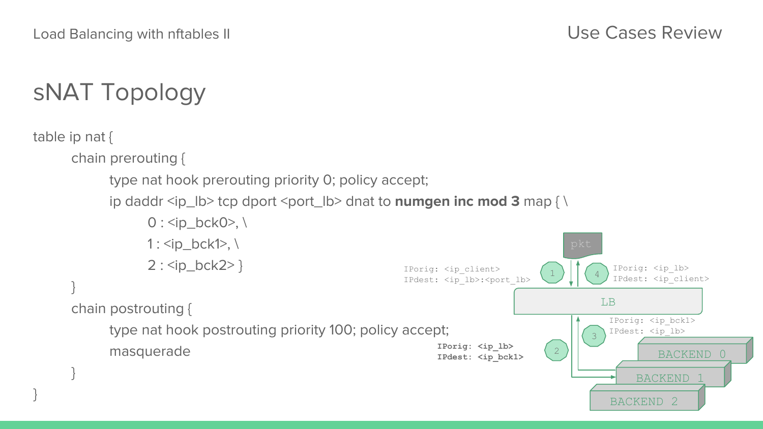## sNAT Topology

```
table ip nat {
        chain prerouting {
                type nat hook prerouting priority 0; policy accept;
                ip daddr <ip_lb> tcp dport <port_lb> dnat to numgen inc mod 3 map { \
                        0 : <ip_bck0>, \
                        1 : <ip_bck1>, \
                        2 : <ip_bck2> }
        }
        chain postrouting {
                type nat hook postrouting priority 100; policy accept;
                masquerade
        }
}
```

pkt

1 — IPorig: <ip_client> IPdest: <ip_lb>:<port_lb>

4 — IPorig: <ip_lb> IPdest: <ip_client>

LB

2 — **IPorig: <ip_lb> IPdest: <ip_bck1>**

3 — IPorig: <ip_bck1> IPdest: <ip_lb>

BACKEND 0

BACKEND 1

BACKEND 2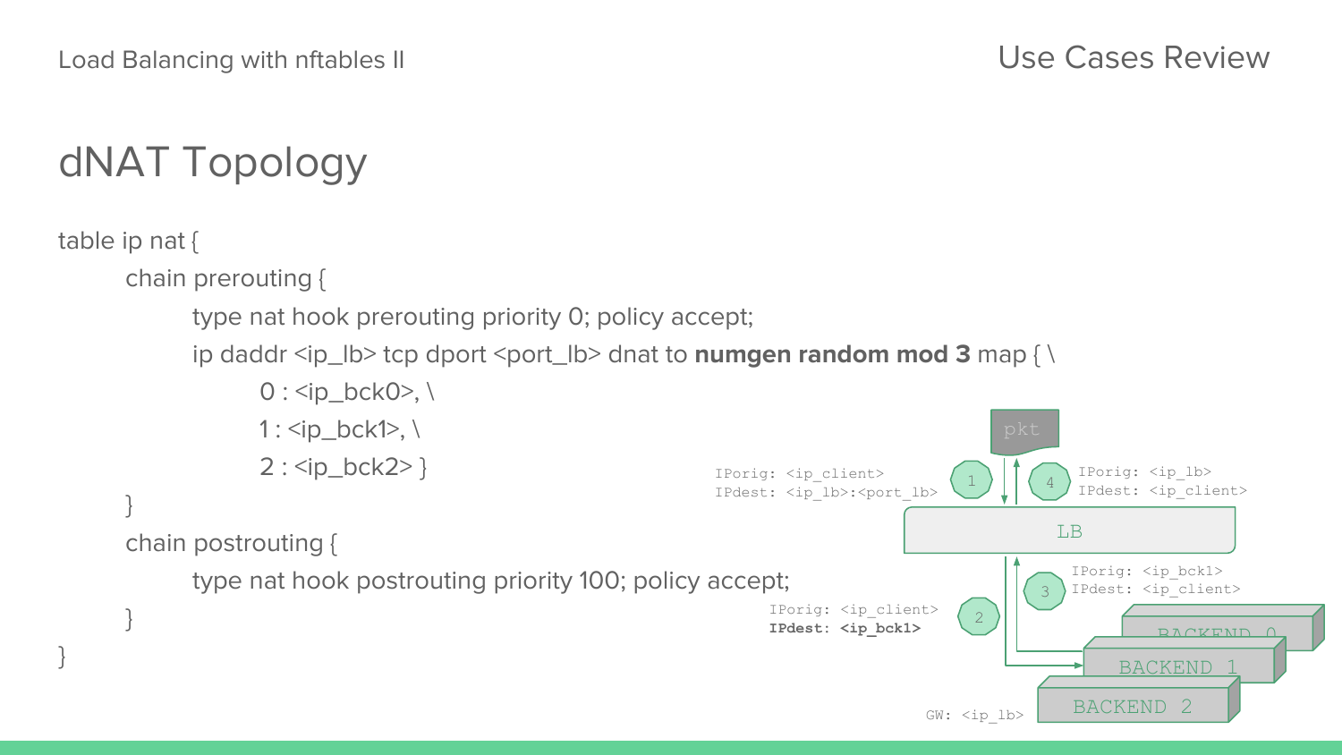## dNAT Topology

```
table ip nat {
        chain prerouting {
                type nat hook prerouting priority 0; policy accept;
                ip daddr <ip_lb> tcp dport <port_lb> dnat to numgen random mod 3 map { \
                        0 : <ip_bck0>, \
                        1 : <ip_bck1>, \
                        2 : <ip_bck2> }
        }
        chain postrouting {
                type nat hook postrouting priority 100; policy accept;
        }
}
```

pkt

1 — IPorig: <ip_client>
IPdest: <ip_lb>:<port_lb>

4 — IPorig: <ip_lb>
IPdest: <ip_client>

LB

2 — IPorig: <ip_client>
**IPdest: <ip_bck1>**

3 — IPorig: <ip_bck1>
IPdest: <ip_client>

BACKEND 0

BACKEND 1

BACKEND 2

GW: <ip_lb>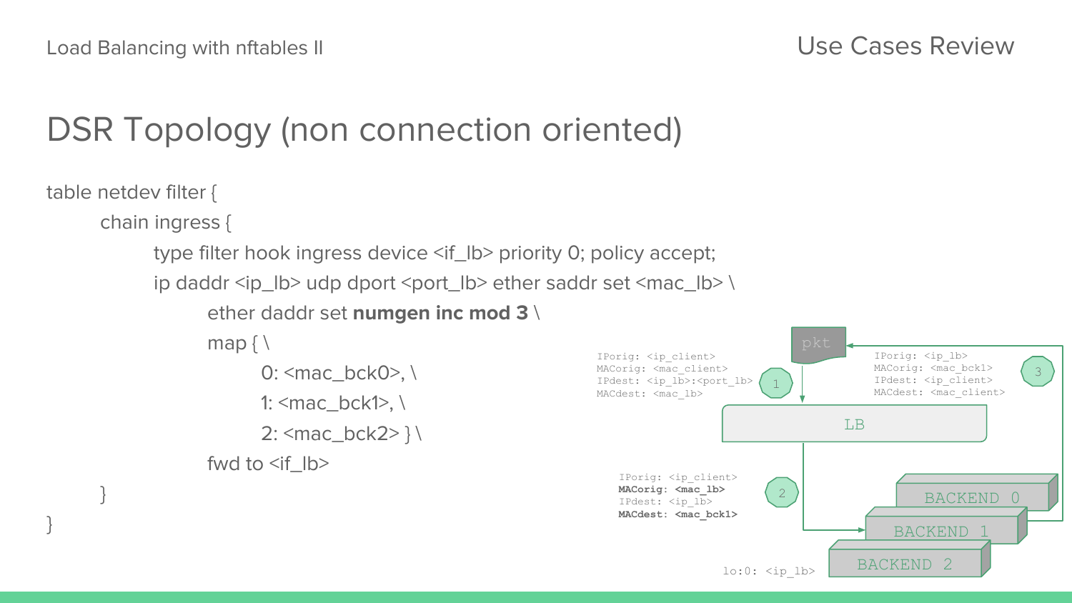Load Balancing with nftables II

Use Cases Review

# DSR Topology (non connection oriented)

```
table netdev filter {
    chain ingress {
        type filter hook ingress device <if_lb> priority 0; policy accept;
        ip daddr <ip_lb> udp dport <port_lb> ether saddr set <mac_lb> \
            ether daddr set numgen inc mod 3 \
            map { \
                0: <mac_bck0>, \
                1: <mac_bck1>, \
                2: <mac_bck2> } \
            fwd to <if_lb>
    }
}
```

```
pkt

1
IPorig: <ip_client>
MACorig: <mac_client>
IPdest: <ip_lb>:<port_lb>
MACdest: <mac_lb>

LB

2
IPorig: <ip_client>
MACorig: <mac_lb>
IPdest: <ip_lb>
MACdest: <mac_bck1>

3
IPorig: <ip_lb>
MACorig: <mac_bck1>
IPdest: <ip_client>
MACdest: <mac_client>

BACKEND 0
BACKEND 1
BACKEND 2

lo:0: <ip_lb>
```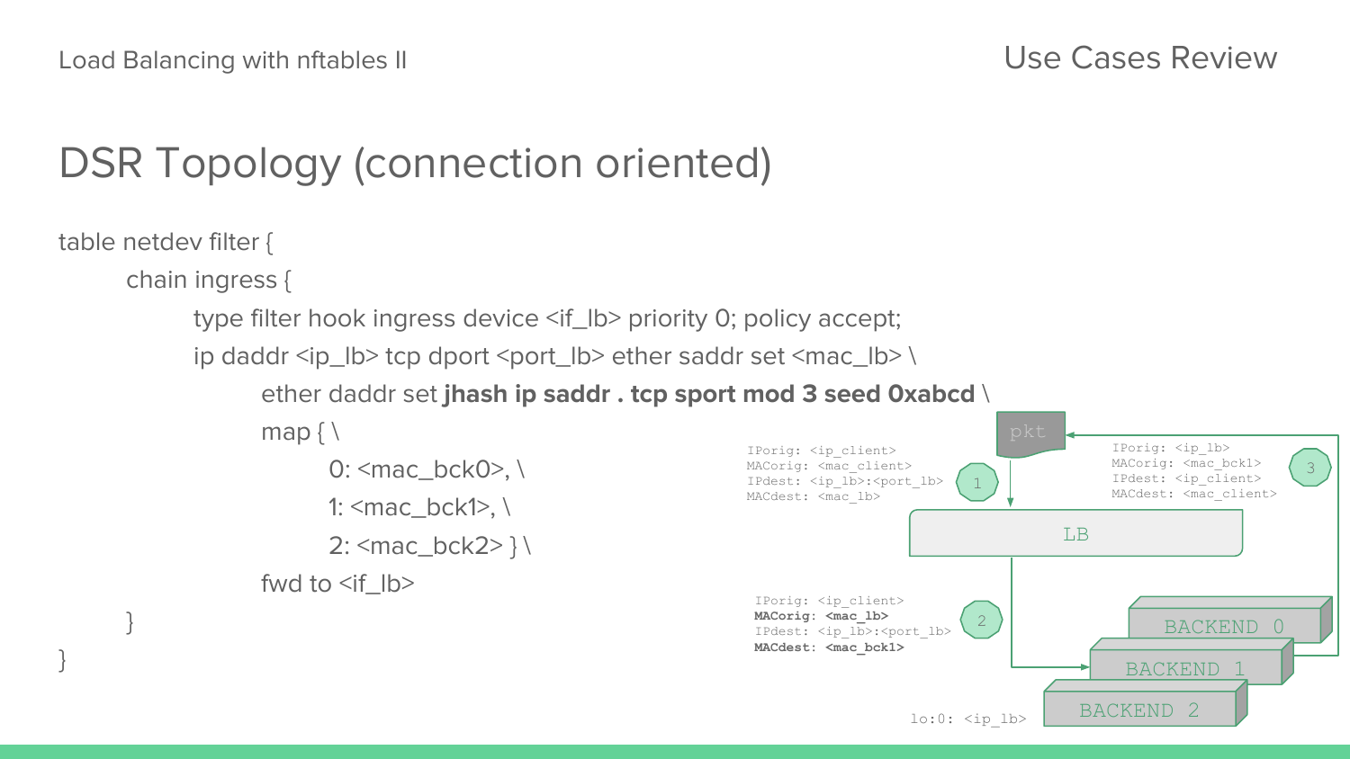# DSR Topology (connection oriented)

```
table netdev filter {
        chain ingress {
                type filter hook ingress device <if_lb> priority 0; policy accept;
                ip daddr <ip_lb> tcp dport <port_lb> ether saddr set <mac_lb> \
                        ether daddr set jhash ip saddr . tcp sport mod 3 seed 0xabcd \
                        map { \
                                0: <mac_bck0>, \
                                1: <mac_bck1>, \
                                2: <mac_bck2> } \
                        fwd to <if_lb>
        }
}
```

pkt

1

IPorig: <ip_client>
MACorig: <mac_client>
IPdest: <ip_lb>:<port_lb>
MACdest: <mac_lb>

LB

2

IPorig: <ip_client>
**MACorig: <mac_lb>**
IPdest: <ip_lb>:<port_lb>
**MACdest: <mac_bck1>**

3

IPorig: <ip_lb>
MACorig: <mac_bck1>
IPdest: <ip_client>
MACdest: <mac_client>

BACKEND 0

BACKEND 1

BACKEND 2

lo:0: <ip_lb>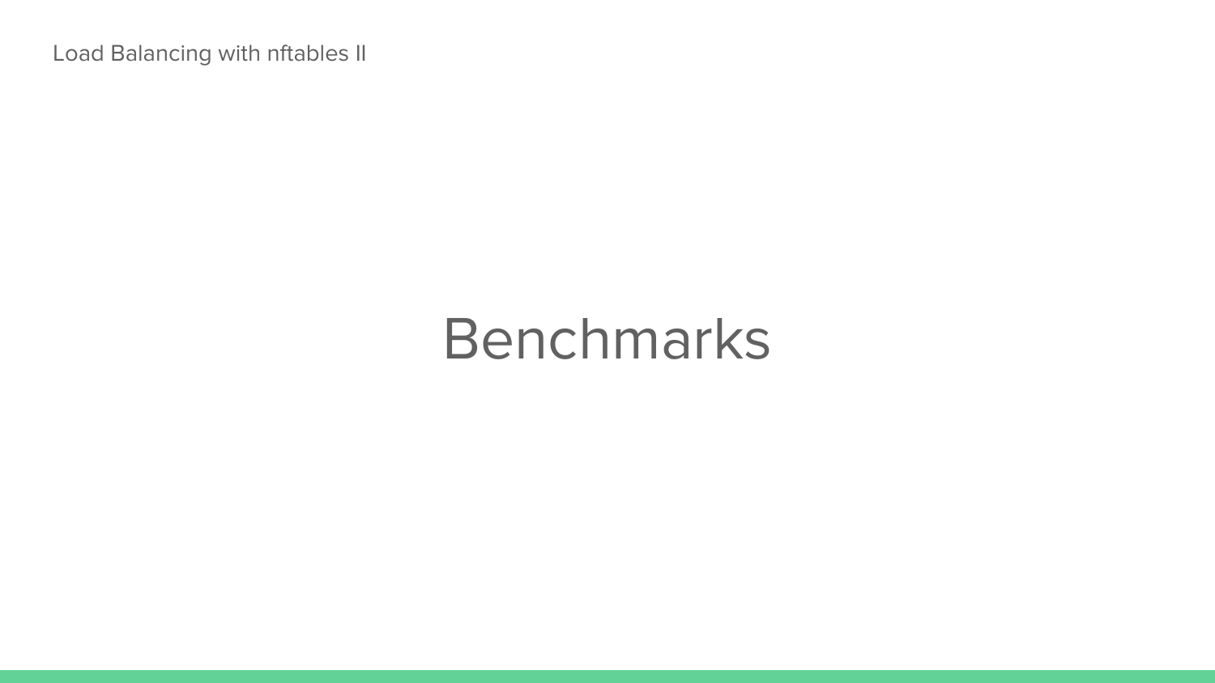# Benchmarks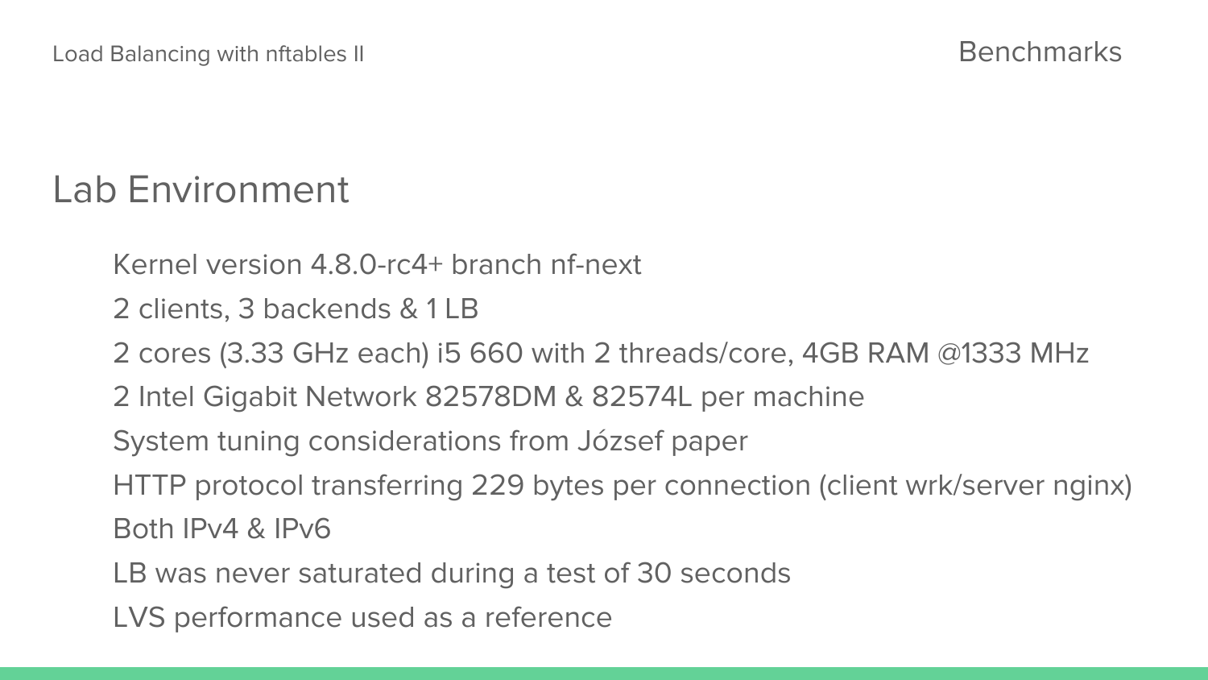# Benchmarks

## Lab Environment

- Kernel version 4.8.0-rc4+ branch nf-next
- 2 clients, 3 backends & 1 LB
- 2 cores (3.33 GHz each) i5 660 with 2 threads/core, 4GB RAM @1333 MHz
- 2 Intel Gigabit Network 82578DM & 82574L per machine
- System tuning considerations from József paper
- HTTP protocol transferring 229 bytes per connection (client wrk/server nginx)
- Both IPv4 & IPv6
- LB was never saturated during a test of 30 seconds
- LVS performance used as a reference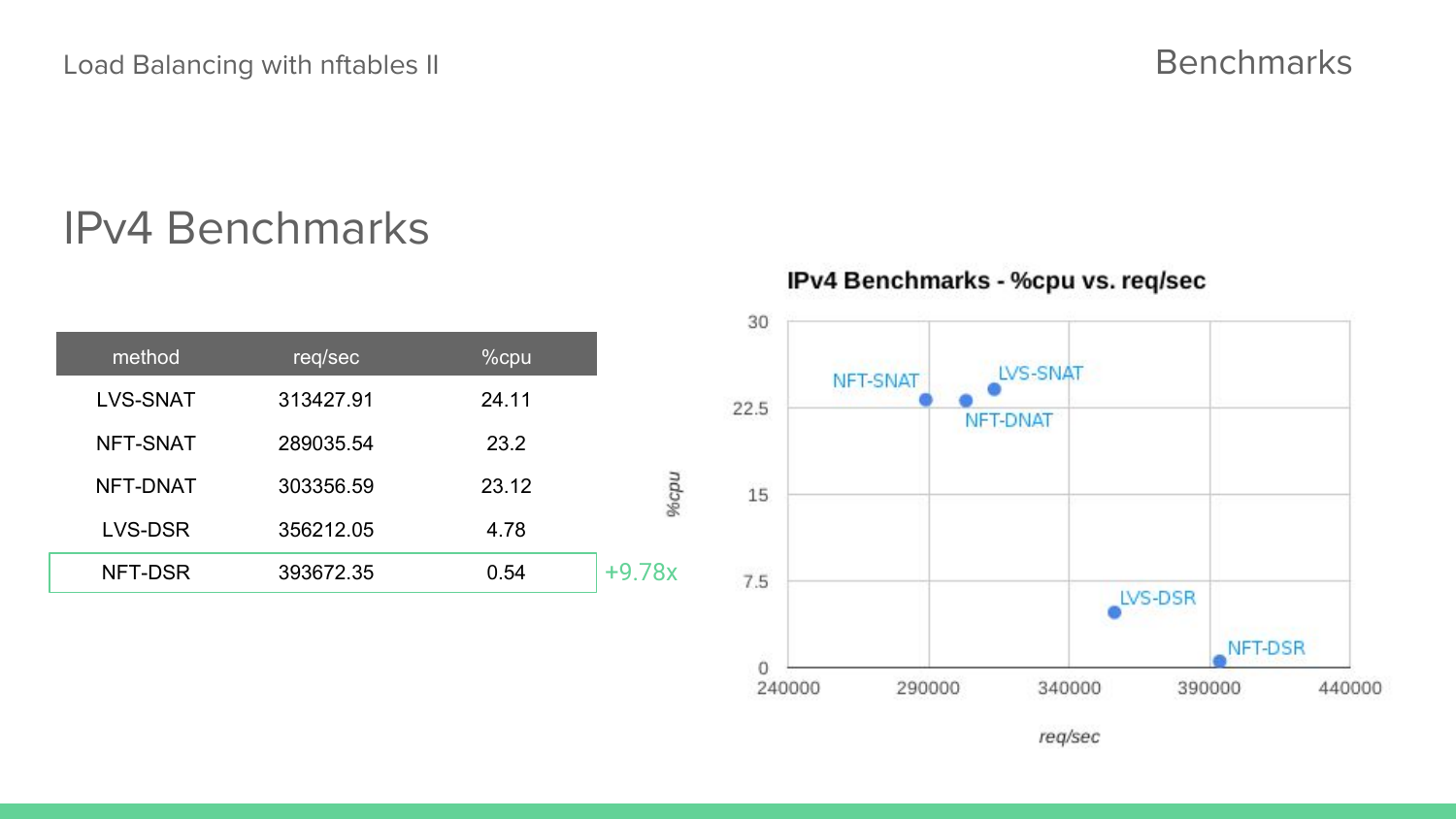# IPv4 Benchmarks

| method | req/sec | %cpu | |
|---|---|---|---|
| LVS-SNAT | 313427.91 | 24.11 | |
| NFT-SNAT | 289035.54 | 23.2 | |
| NFT-DNAT | 303356.59 | 23.12 | |
| LVS-DSR | 356212.05 | 4.78 | |
| NFT-DSR | 393672.35 | 0.54 | +9.78x |

**IPv4 Benchmarks - %cpu vs. req/sec**

| Method | req/sec | %cpu |
|---|---|---|
| NFT-SNAT | 289035.54 | 23.2 |
| NFT-DNAT | 303356.59 | 23.12 |
| LVS-SNAT | 313427.91 | 24.11 |
| LVS-DSR | 356212.05 | 4.78 |
| NFT-DSR | 393672.35 | 0.54 |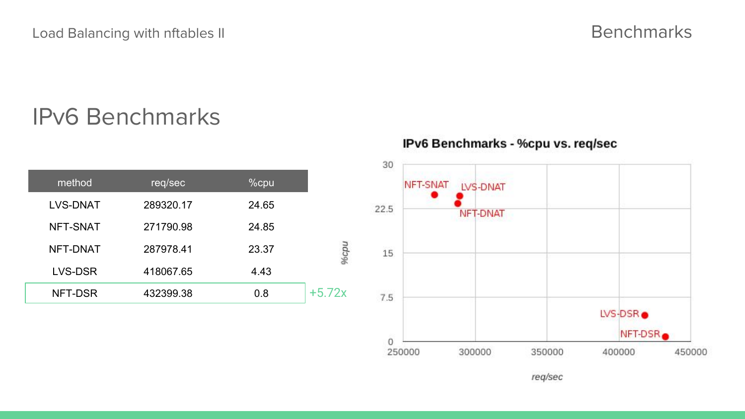## IPv6 Benchmarks

| method | req/sec | %cpu | |
|---|---|---|---|
| LVS-DNAT | 289320.17 | 24.65 | |
| NFT-SNAT | 271790.98 | 24.85 | |
| NFT-DNAT | 287978.41 | 23.37 | |
| LVS-DSR | 418067.65 | 4.43 | |
| NFT-DSR | 432399.38 | 0.8 | +5.72x |

**IPv6 Benchmarks - %cpu vs. req/sec**

*%cpu* (y-axis: 0, 7.5, 15, 22.5, 30) vs. *req/sec* (x-axis: 250000, 300000, 350000, 400000, 450000)

Points: NFT-SNAT, LVS-DNAT, NFT-DNAT, LVS-DSR, NFT-DSR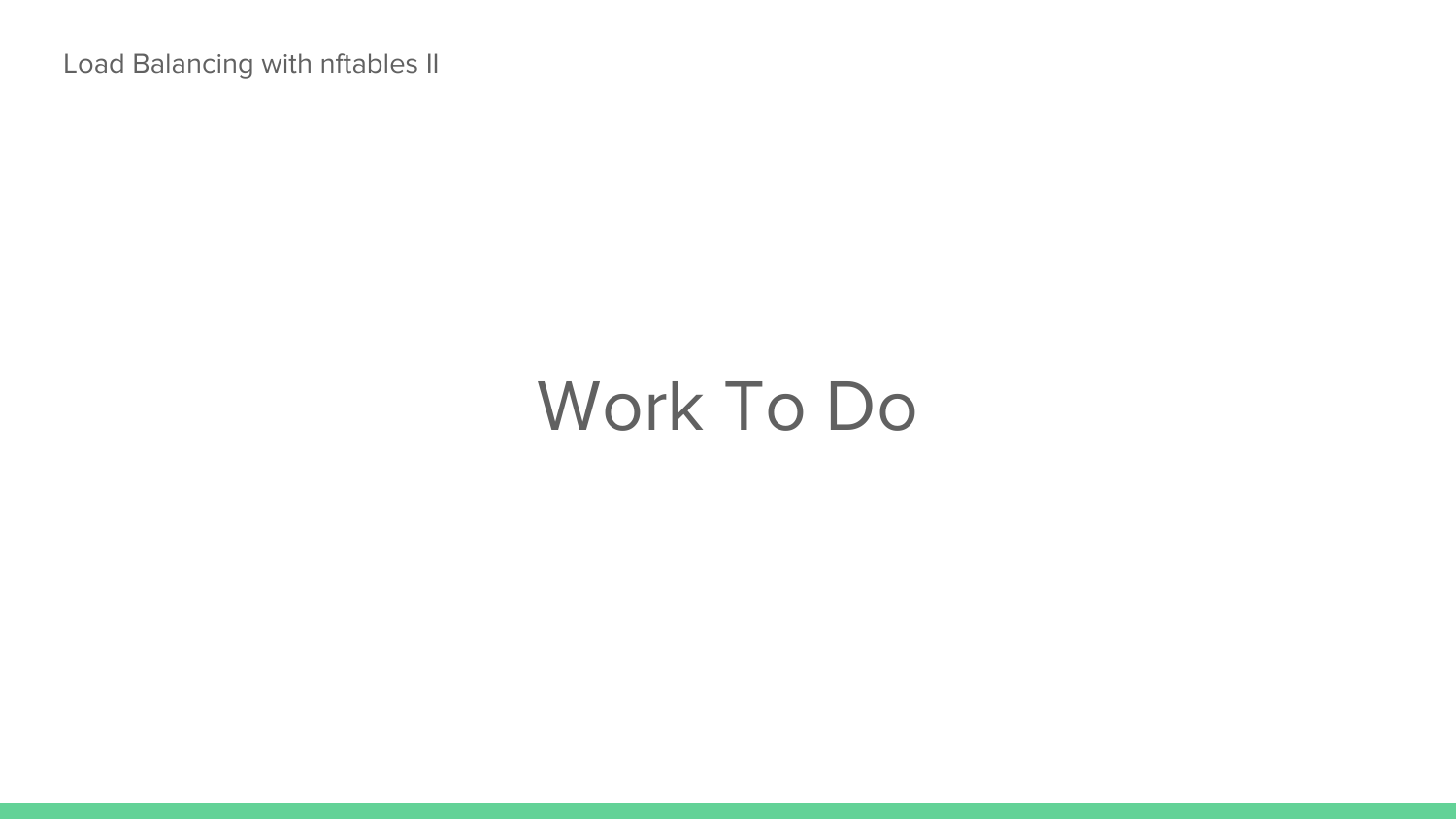# Work To Do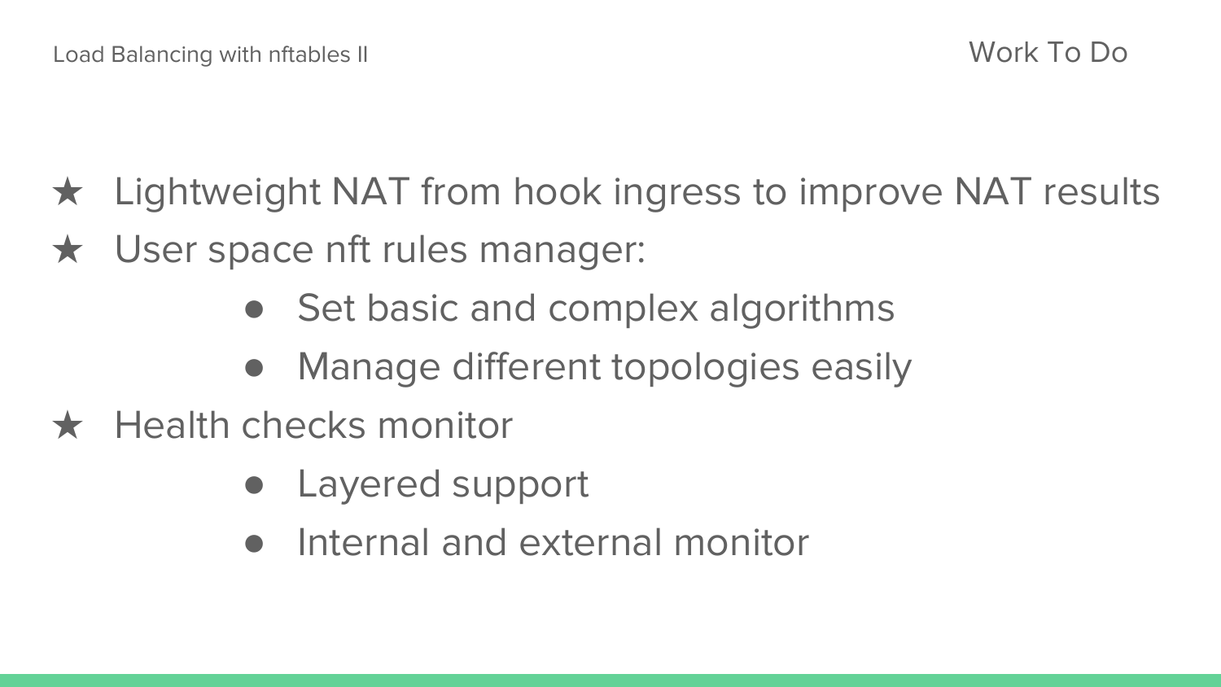## Work To Do

- ★ Lightweight NAT from hook ingress to improve NAT results
- ★ User space nft rules manager:
  - Set basic and complex algorithms
  - Manage different topologies easily
- ★ Health checks monitor
  - Layered support
  - Internal and external monitor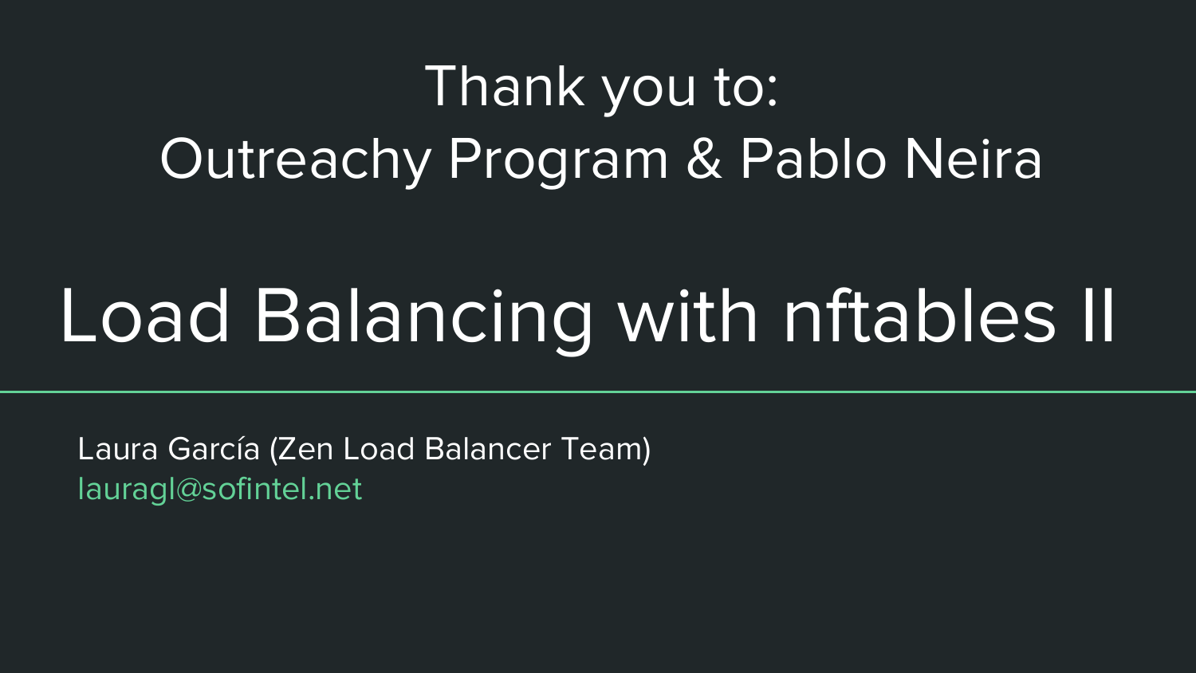Thank you to:
Outreachy Program & Pablo Neira

# Load Balancing with nftables II

Laura García (Zen Load Balancer Team)
lauragl@sofintel.net